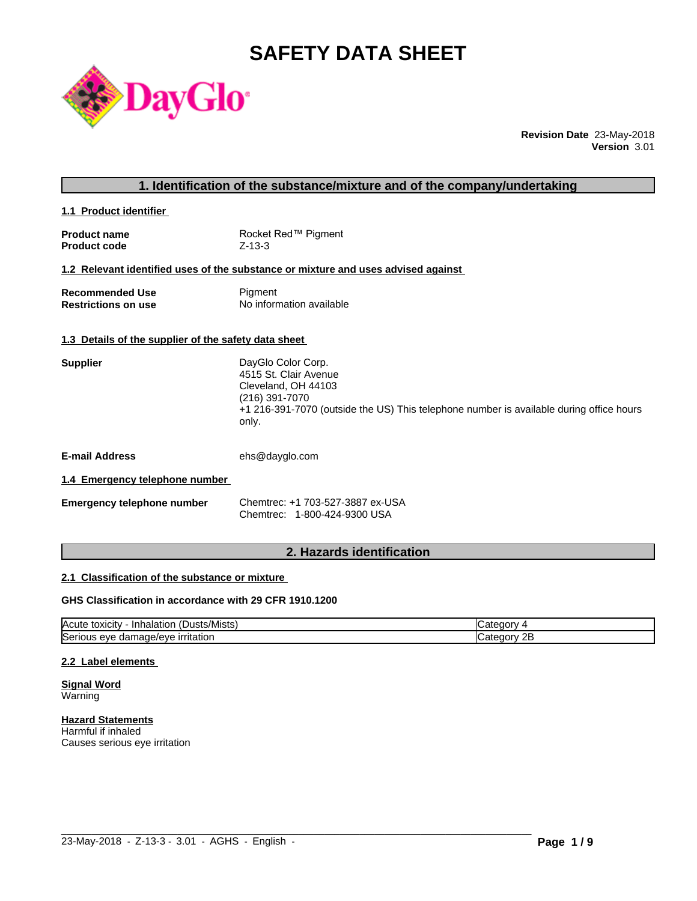# SAFETY DATA SHEET

**Revision Date** 23-May-2018
**Version** 3.01

## 1. Identification of the substance/mixture and of the company/undertaking

### 1.1 Product identifier

**Product name** Rocket Red™ Pigment
**Product code** Z-13-3

### 1.2 Relevant identified uses of the substance or mixture and uses advised against

**Recommended Use** Pigment
**Restrictions on use** No information available

### 1.3 Details of the supplier of the safety data sheet

**Supplier**
DayGlo Color Corp.
4515 St. Clair Avenue
Cleveland, OH 44103
(216) 391-7070
+1 216-391-7070 (outside the US) This telephone number is available during office hours only.

**E-mail Address** ehs@dayglo.com

### 1.4 Emergency telephone number

**Emergency telephone number**
Chemtrec: +1 703-527-3887 ex-USA
Chemtrec: 1-800-424-9300 USA

## 2. Hazards identification

### 2.1 Classification of the substance or mixture

**GHS Classification in accordance with 29 CFR 1910.1200**

| | |
|---|---|
| Acute toxicity - Inhalation (Dusts/Mists) | Category 4 |
| Serious eye damage/eye irritation | Category 2B |

### 2.2 Label elements

**Signal Word**
Warning

**Hazard Statements**
Harmful if inhaled
Causes serious eye irritation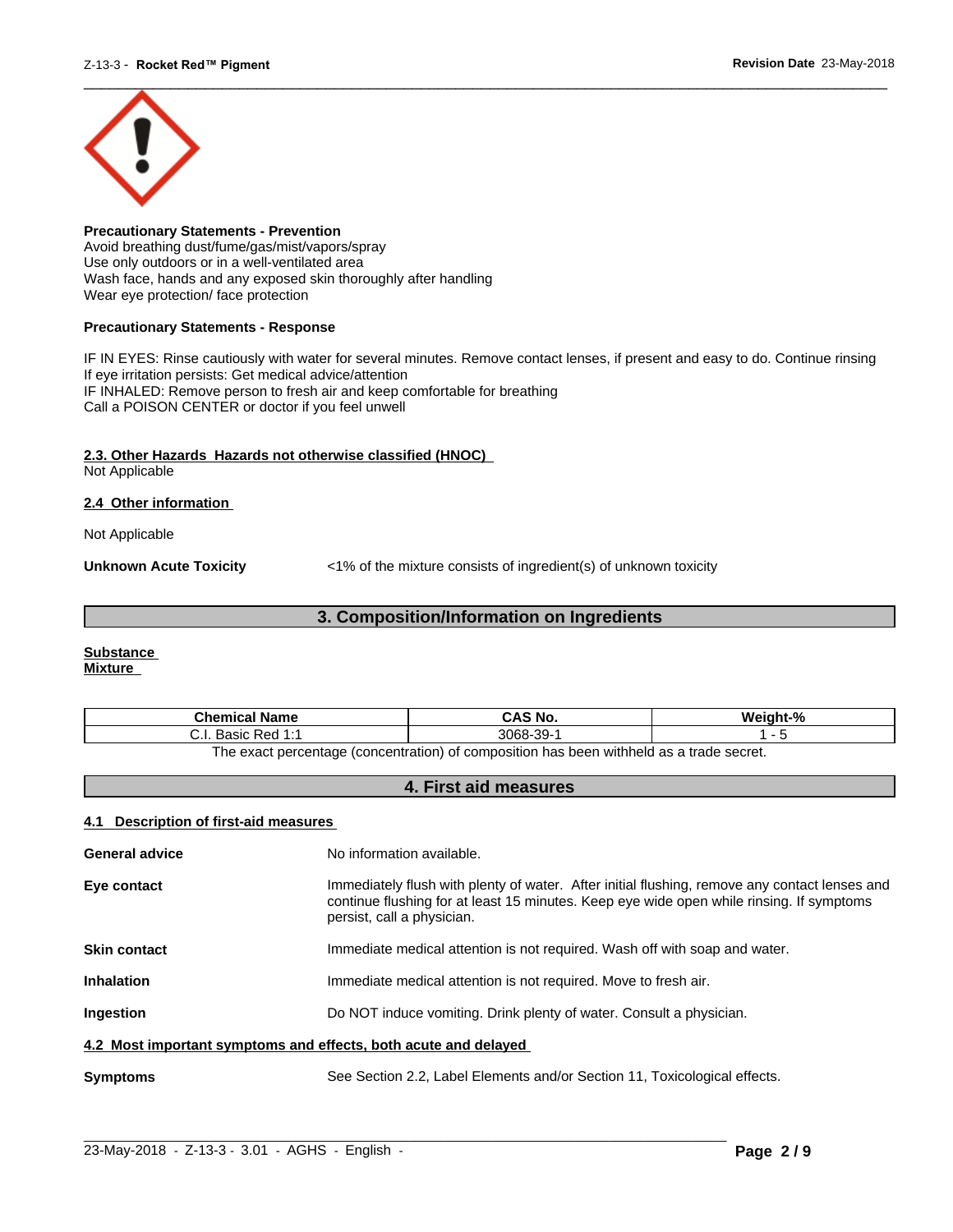**Precautionary Statements - Prevention**
Avoid breathing dust/fume/gas/mist/vapors/spray
Use only outdoors or in a well-ventilated area
Wash face, hands and any exposed skin thoroughly after handling
Wear eye protection/ face protection

**Precautionary Statements - Response**

IF IN EYES: Rinse cautiously with water for several minutes. Remove contact lenses, if present and easy to do. Continue rinsing
If eye irritation persists: Get medical advice/attention
IF INHALED: Remove person to fresh air and keep comfortable for breathing
Call a POISON CENTER or doctor if you feel unwell

**2.3. Other Hazards Hazards not otherwise classified (HNOC)**
Not Applicable

**2.4 Other information**

Not Applicable

**Unknown Acute Toxicity** <1% of the mixture consists of ingredient(s) of unknown toxicity

## 3. Composition/Information on Ingredients

**Substance**
**Mixture**

| Chemical Name | CAS No. | Weight-% |
|---|---|---|
| C.I. Basic Red 1:1 | 3068-39-1 | 1 - 5 |

The exact percentage (concentration) of composition has been withheld as a trade secret.

## 4. First aid measures

**4.1 Description of first-aid measures**

**General advice** No information available.

**Eye contact** Immediately flush with plenty of water. After initial flushing, remove any contact lenses and continue flushing for at least 15 minutes. Keep eye wide open while rinsing. If symptoms persist, call a physician.

**Skin contact** Immediate medical attention is not required. Wash off with soap and water.

**Inhalation** Immediate medical attention is not required. Move to fresh air.

**Ingestion** Do NOT induce vomiting. Drink plenty of water. Consult a physician.

**4.2 Most important symptoms and effects, both acute and delayed**

**Symptoms** See Section 2.2, Label Elements and/or Section 11, Toxicological effects.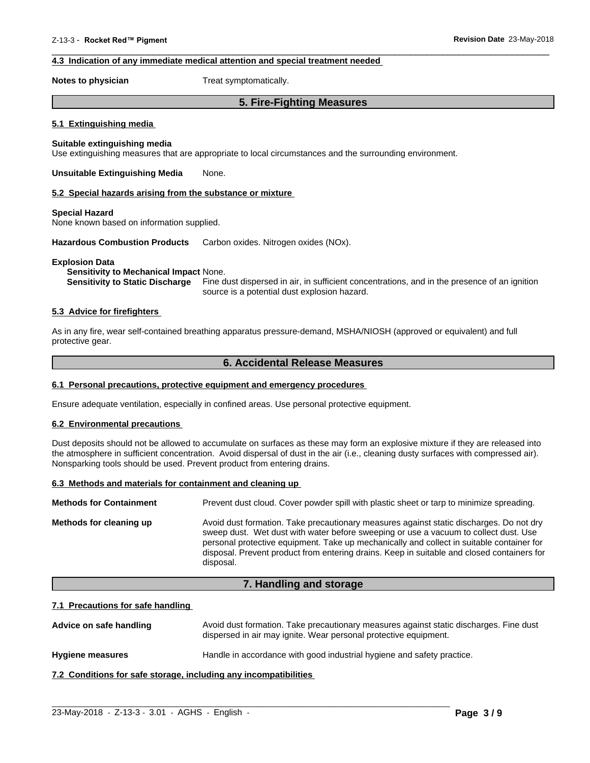### 4.3 Indication of any immediate medical attention and special treatment needed

**Notes to physician** Treat symptomatically.

## 5. Fire-Fighting Measures

### 5.1 Extinguishing media

**Suitable extinguishing media**
Use extinguishing measures that are appropriate to local circumstances and the surrounding environment.

**Unsuitable Extinguishing Media** None.

### 5.2 Special hazards arising from the substance or mixture

**Special Hazard**
None known based on information supplied.

**Hazardous Combustion Products** Carbon oxides. Nitrogen oxides (NOx).

**Explosion Data**
**Sensitivity to Mechanical Impact** None.
**Sensitivity to Static Discharge** Fine dust dispersed in air, in sufficient concentrations, and in the presence of an ignition source is a potential dust explosion hazard.

### 5.3 Advice for firefighters

As in any fire, wear self-contained breathing apparatus pressure-demand, MSHA/NIOSH (approved or equivalent) and full protective gear.

## 6. Accidental Release Measures

### 6.1 Personal precautions, protective equipment and emergency procedures

Ensure adequate ventilation, especially in confined areas. Use personal protective equipment.

### 6.2 Environmental precautions

Dust deposits should not be allowed to accumulate on surfaces as these may form an explosive mixture if they are released into the atmosphere in sufficient concentration. Avoid dispersal of dust in the air (i.e., cleaning dusty surfaces with compressed air). Nonsparking tools should be used. Prevent product from entering drains.

### 6.3 Methods and materials for containment and cleaning up

**Methods for Containment** Prevent dust cloud. Cover powder spill with plastic sheet or tarp to minimize spreading.

**Methods for cleaning up** Avoid dust formation. Take precautionary measures against static discharges. Do not dry sweep dust. Wet dust with water before sweeping or use a vacuum to collect dust. Use personal protective equipment. Take up mechanically and collect in suitable container for disposal. Prevent product from entering drains. Keep in suitable and closed containers for disposal.

## 7. Handling and storage

### 7.1 Precautions for safe handling

**Advice on safe handling** Avoid dust formation. Take precautionary measures against static discharges. Fine dust dispersed in air may ignite. Wear personal protective equipment.

**Hygiene measures** Handle in accordance with good industrial hygiene and safety practice.

### 7.2 Conditions for safe storage, including any incompatibilities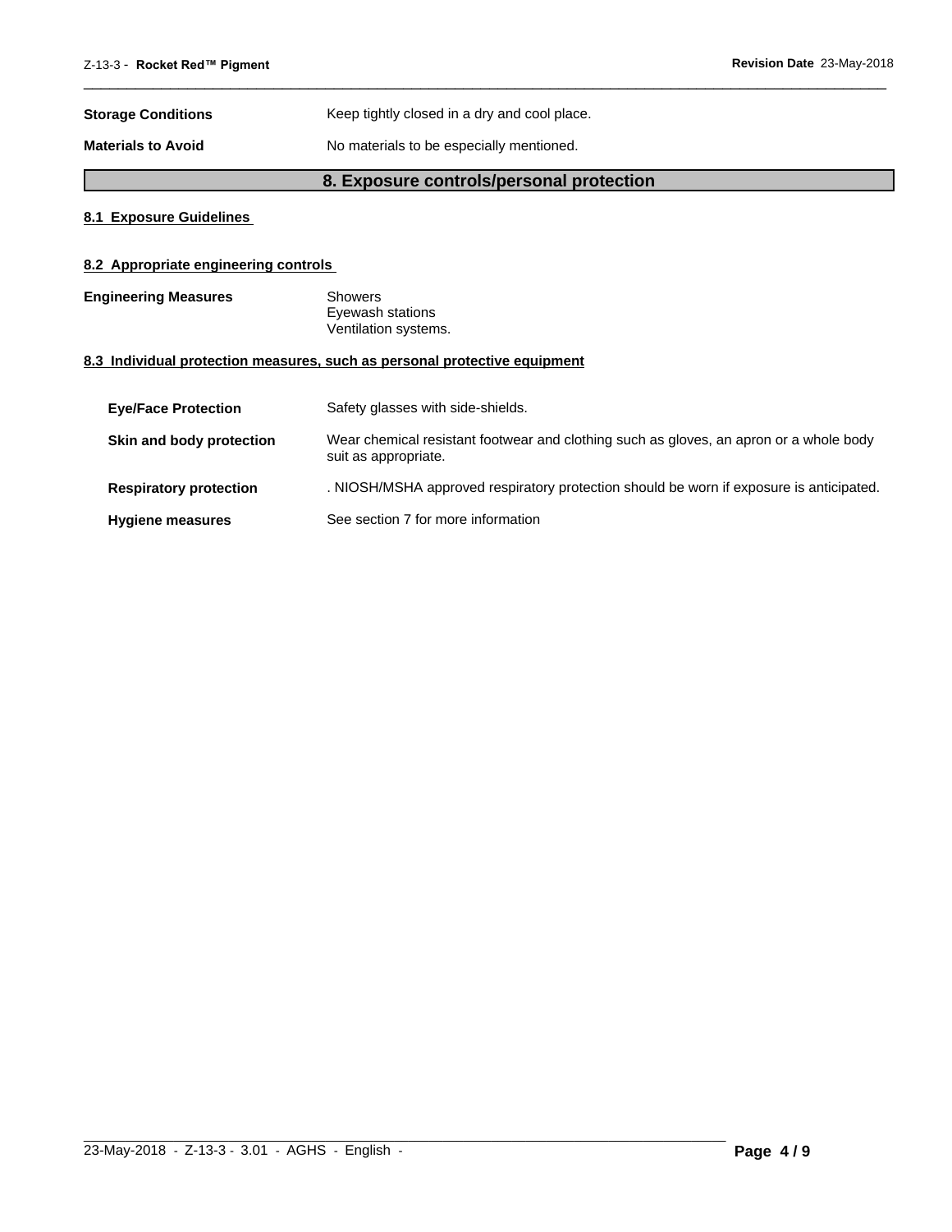**Storage Conditions** Keep tightly closed in a dry and cool place.

**Materials to Avoid** No materials to be especially mentioned.

## 8. Exposure controls/personal protection

### 8.1 Exposure Guidelines

### 8.2 Appropriate engineering controls

**Engineering Measures**

Showers
Eyewash stations
Ventilation systems.

### 8.3 Individual protection measures, such as personal protective equipment

**Eye/Face Protection** Safety glasses with side-shields.

**Skin and body protection** Wear chemical resistant footwear and clothing such as gloves, an apron or a whole body suit as appropriate.

**Respiratory protection** . NIOSH/MSHA approved respiratory protection should be worn if exposure is anticipated.

**Hygiene measures** See section 7 for more information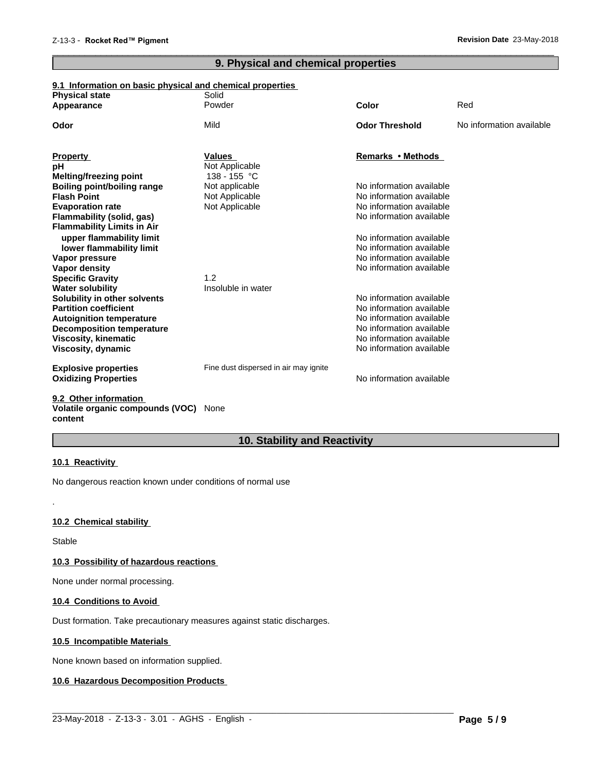## 9. Physical and chemical properties

### 9.1 Information on basic physical and chemical properties

| | | | |
|---|---|---|---|
| **Physical state** | Solid | | |
| **Appearance** | Powder | **Color** | Red |
| **Odor** | Mild | **Odor Threshold** | No information available |

| **Property** | **Values** | **Remarks • Methods** |
|---|---|---|
| **pH** | Not Applicable | |
| **Melting/freezing point** | 138 - 155 °C | |
| **Boiling point/boiling range** | Not applicable | No information available |
| **Flash Point** | Not Applicable | No information available |
| **Evaporation rate** | Not Applicable | No information available |
| **Flammability (solid, gas)** | | No information available |
| **Flammability Limits in Air** | | |
| **upper flammability limit** | | No information available |
| **lower flammability limit** | | No information available |
| **Vapor pressure** | | No information available |
| **Vapor density** | | No information available |
| **Specific Gravity** | 1.2 | |
| **Water solubility** | Insoluble in water | |
| **Solubility in other solvents** | | No information available |
| **Partition coefficient** | | No information available |
| **Autoignition temperature** | | No information available |
| **Decomposition temperature** | | No information available |
| **Viscosity, kinematic** | | No information available |
| **Viscosity, dynamic** | | No information available |
| **Explosive properties** | Fine dust dispersed in air may ignite | |
| **Oxidizing Properties** | | No information available |

### 9.2 Other information

**Volatile organic compounds (VOC) content** None

## 10. Stability and Reactivity

### 10.1 Reactivity

No dangerous reaction known under conditions of normal use

.

### 10.2 Chemical stability

Stable

### 10.3 Possibility of hazardous reactions

None under normal processing.

### 10.4 Conditions to Avoid

Dust formation. Take precautionary measures against static discharges.

### 10.5 Incompatible Materials

None known based on information supplied.

### 10.6 Hazardous Decomposition Products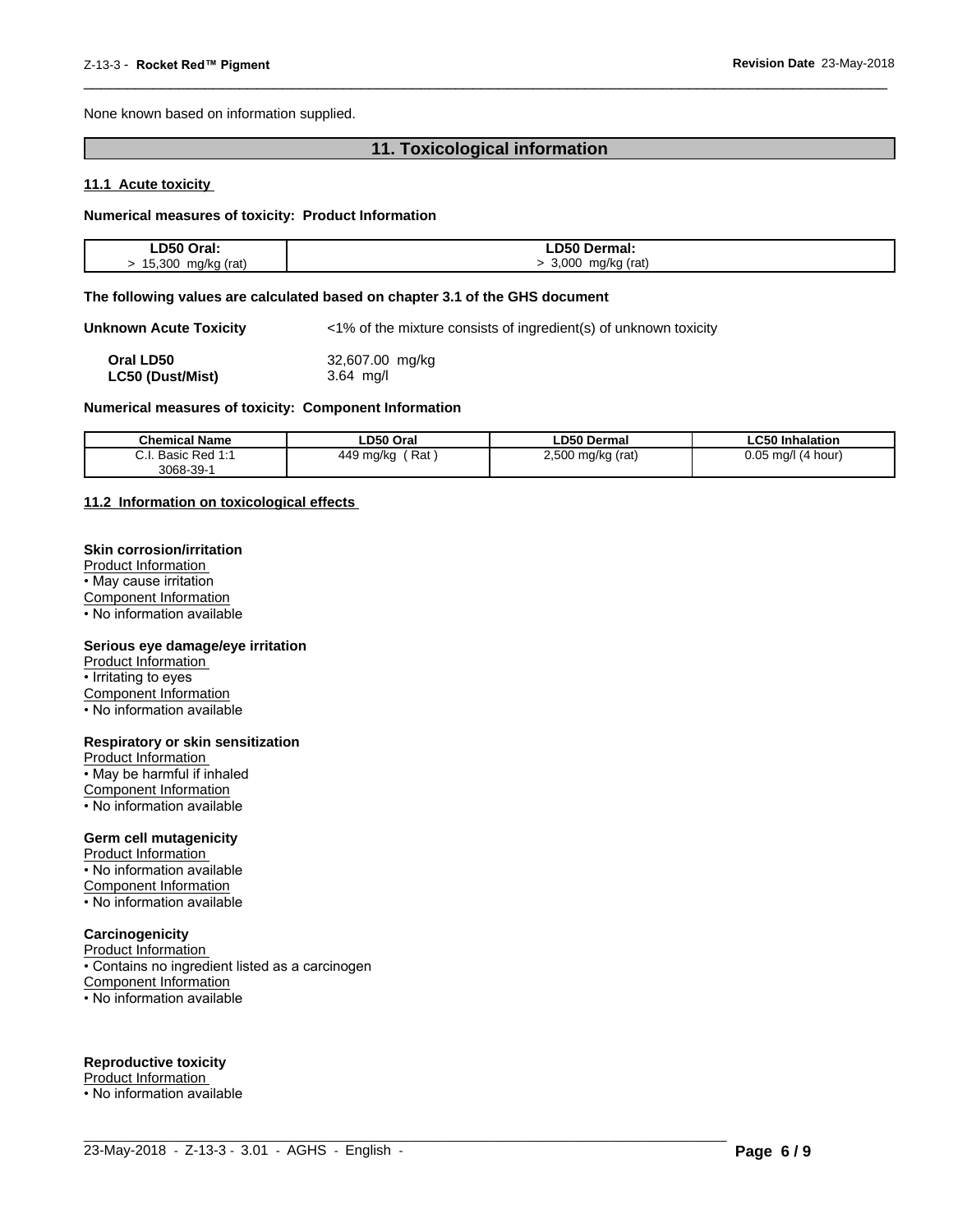None known based on information supplied.

## 11. Toxicological information

### 11.1 Acute toxicity

**Numerical measures of toxicity: Product Information**

| LD50 Oral: | LD50 Dermal: |
|---|---|
| > 15,300 mg/kg (rat) | > 3,000 mg/kg (rat) |

**The following values are calculated based on chapter 3.1 of the GHS document**

**Unknown Acute Toxicity** <1% of the mixture consists of ingredient(s) of unknown toxicity

**Oral LD50** 32,607.00 mg/kg
**LC50 (Dust/Mist)** 3.64 mg/l

**Numerical measures of toxicity: Component Information**

| Chemical Name | LD50 Oral | LD50 Dermal | LC50 Inhalation |
|---|---|---|---|
| C.I. Basic Red 1:1 3068-39-1 | 449 mg/kg ( Rat ) | 2,500 mg/kg (rat) | 0.05 mg/l (4 hour) |

### 11.2 Information on toxicological effects

**Skin corrosion/irritation**
Product Information
• May cause irritation
Component Information
• No information available

**Serious eye damage/eye irritation**
Product Information
• Irritating to eyes
Component Information
• No information available

**Respiratory or skin sensitization**
Product Information
• May be harmful if inhaled
Component Information
• No information available

**Germ cell mutagenicity**
Product Information
• No information available
Component Information
• No information available

**Carcinogenicity**
Product Information
• Contains no ingredient listed as a carcinogen
Component Information
• No information available

**Reproductive toxicity**
Product Information
• No information available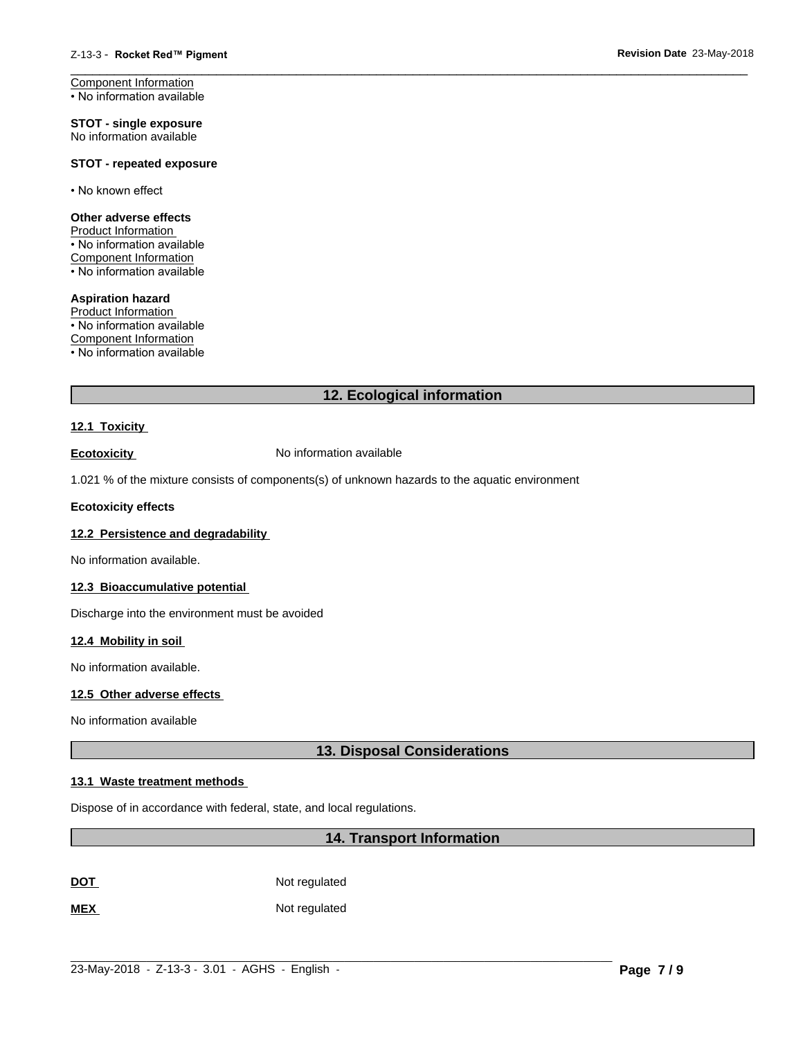Component Information
• No information available

**STOT - single exposure**
No information available

**STOT - repeated exposure**

• No known effect

**Other adverse effects**
Product Information
• No information available
Component Information
• No information available

**Aspiration hazard**
Product Information
• No information available
Component Information
• No information available

## 12. Ecological information

**12.1 Toxicity**

**Ecotoxicity** No information available

1.021 % of the mixture consists of components(s) of unknown hazards to the aquatic environment

**Ecotoxicity effects**

**12.2 Persistence and degradability**

No information available.

**12.3 Bioaccumulative potential**

Discharge into the environment must be avoided

**12.4 Mobility in soil**

No information available.

**12.5 Other adverse effects**

No information available

## 13. Disposal Considerations

**13.1 Waste treatment methods**

Dispose of in accordance with federal, state, and local regulations.

## 14. Transport Information

| | |
|---|---|
| **DOT** | Not regulated |
| **MEX** | Not regulated |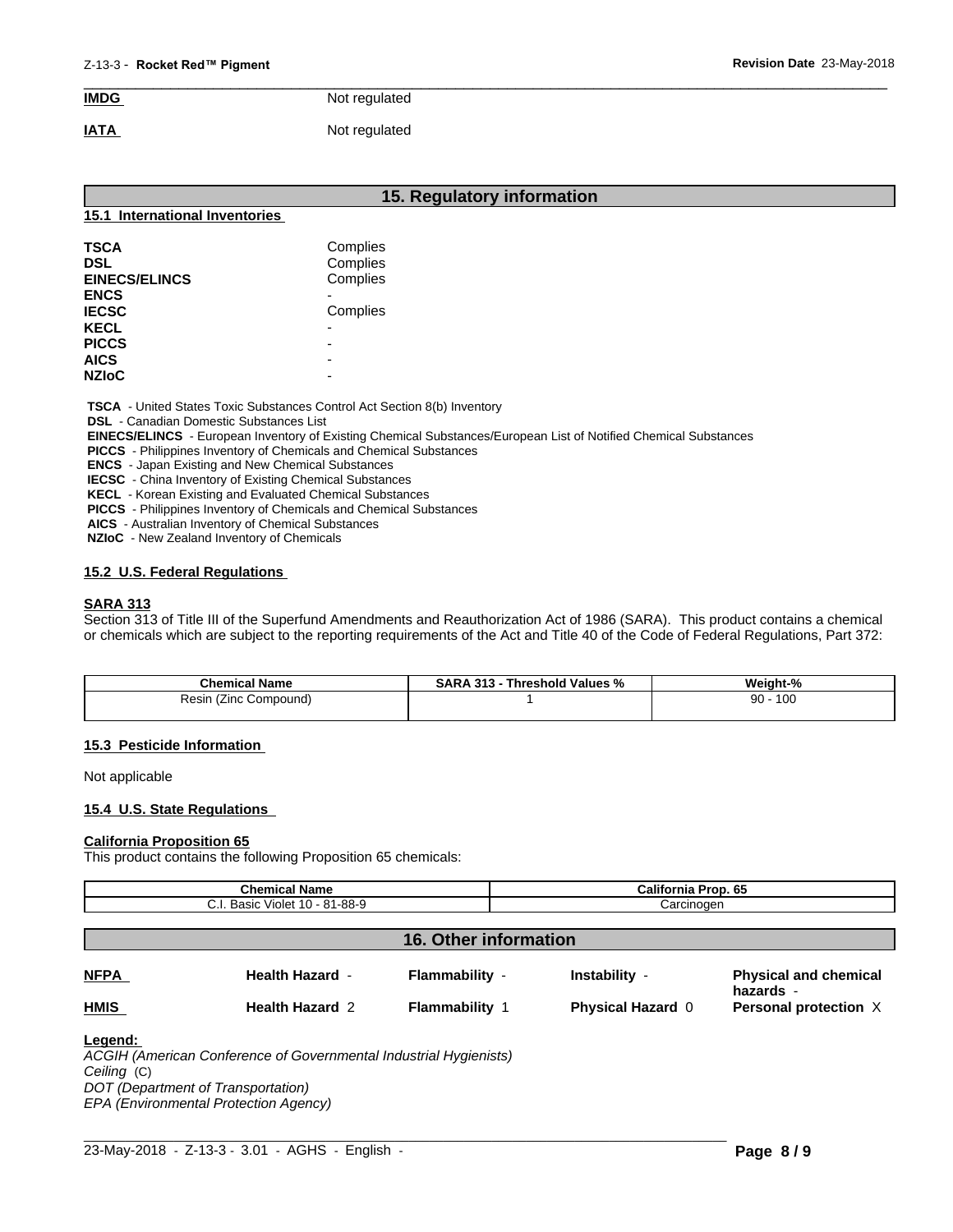| | |
|---|---|
| **IMDG** | Not regulated |
| **IATA** | Not regulated |

## 15. Regulatory information

### 15.1 International Inventories

| | |
|---|---|
| **TSCA** | Complies |
| **DSL** | Complies |
| **EINECS/ELINCS** | Complies |
| **ENCS** | - |
| **IECSC** | Complies |
| **KECL** | - |
| **PICCS** | - |
| **AICS** | - |
| **NZIoC** | - |

**TSCA** - United States Toxic Substances Control Act Section 8(b) Inventory
**DSL** - Canadian Domestic Substances List
**EINECS/ELINCS** - European Inventory of Existing Chemical Substances/European List of Notified Chemical Substances
**PICCS** - Philippines Inventory of Chemicals and Chemical Substances
**ENCS** - Japan Existing and New Chemical Substances
**IECSC** - China Inventory of Existing Chemical Substances
**KECL** - Korean Existing and Evaluated Chemical Substances
**PICCS** - Philippines Inventory of Chemicals and Chemical Substances
**AICS** - Australian Inventory of Chemical Substances
**NZIoC** - New Zealand Inventory of Chemicals

### 15.2 U.S. Federal Regulations

**SARA 313**

Section 313 of Title III of the Superfund Amendments and Reauthorization Act of 1986 (SARA). This product contains a chemical or chemicals which are subject to the reporting requirements of the Act and Title 40 of the Code of Federal Regulations, Part 372:

| Chemical Name | SARA 313 - Threshold Values % | Weight-% |
|---|---|---|
| Resin (Zinc Compound) | 1 | 90 - 100 |

### 15.3 Pesticide Information

Not applicable

### 15.4 U.S. State Regulations

**California Proposition 65**

This product contains the following Proposition 65 chemicals:

| Chemical Name | California Prop. 65 |
|---|---|
| C.I. Basic Violet 10 - 81-88-9 | Carcinogen |

## 16. Other information

| | | | | |
|---|---|---|---|---|
| **NFPA** | **Health Hazard** - | **Flammability** - | **Instability** - | **Physical and chemical hazards** - |
| **HMIS** | **Health Hazard** 2 | **Flammability** 1 | **Physical Hazard** 0 | **Personal protection** X |

**Legend:**

*ACGIH (American Conference of Governmental Industrial Hygienists)*
*Ceiling* (C)
*DOT (Department of Transportation)*
*EPA (Environmental Protection Agency)*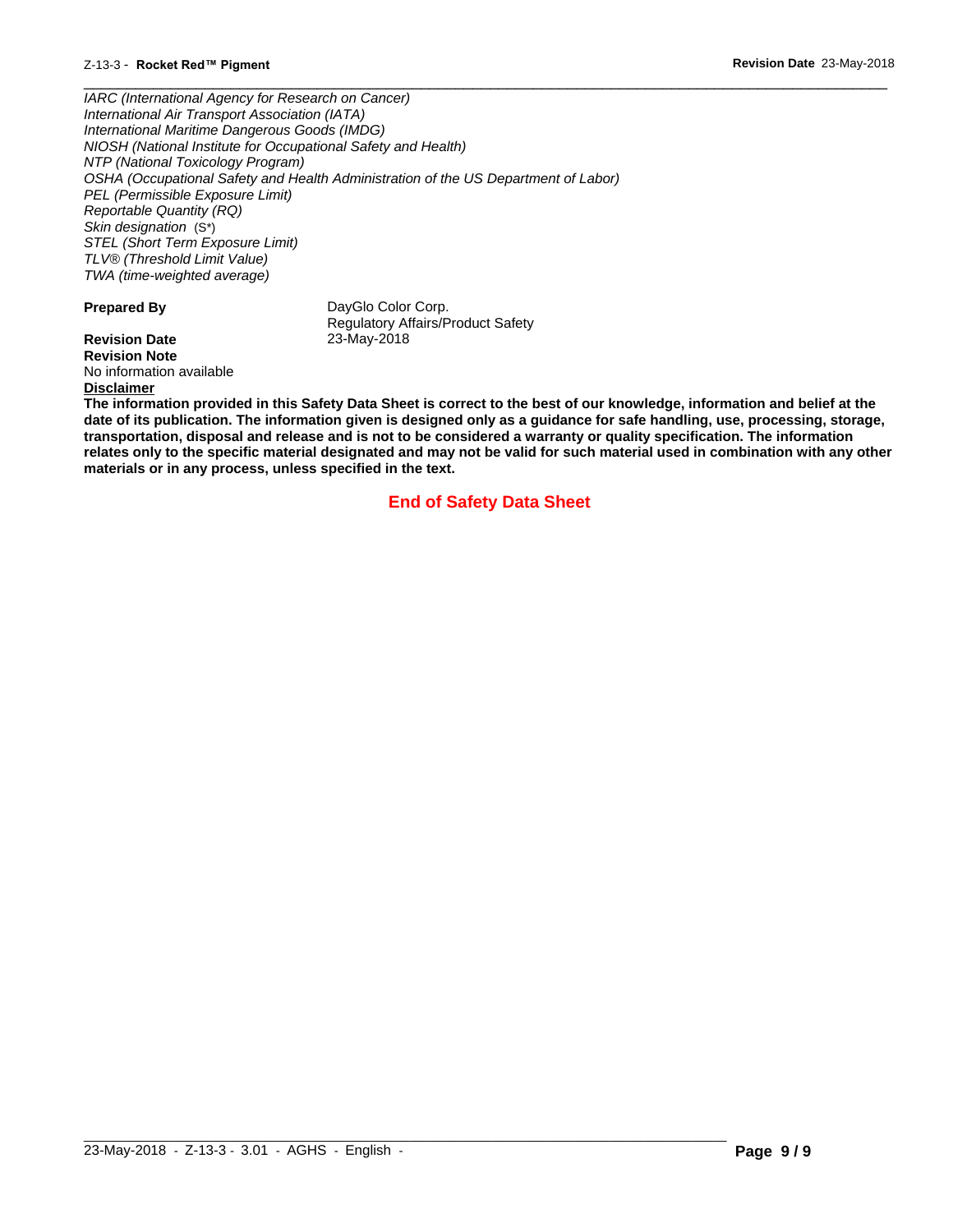*IARC (International Agency for Research on Cancer)*
*International Air Transport Association (IATA)*
*International Maritime Dangerous Goods (IMDG)*
*NIOSH (National Institute for Occupational Safety and Health)*
*NTP (National Toxicology Program)*
*OSHA (Occupational Safety and Health Administration of the US Department of Labor)*
*PEL (Permissible Exposure Limit)*
*Reportable Quantity (RQ)*
*Skin designation* (S*)
*STEL (Short Term Exposure Limit)*
*TLV® (Threshold Limit Value)*
*TWA (time-weighted average)*

**Prepared By** DayGlo Color Corp.
Regulatory Affairs/Product Safety

**Revision Date** 23-May-2018

**Revision Note**
No information available

**Disclaimer**

**The information provided in this Safety Data Sheet is correct to the best of our knowledge, information and belief at the date of its publication. The information given is designed only as a guidance for safe handling, use, processing, storage, transportation, disposal and release and is not to be considered a warranty or quality specification. The information relates only to the specific material designated and may not be valid for such material used in combination with any other materials or in any process, unless specified in the text.**

**End of Safety Data Sheet**